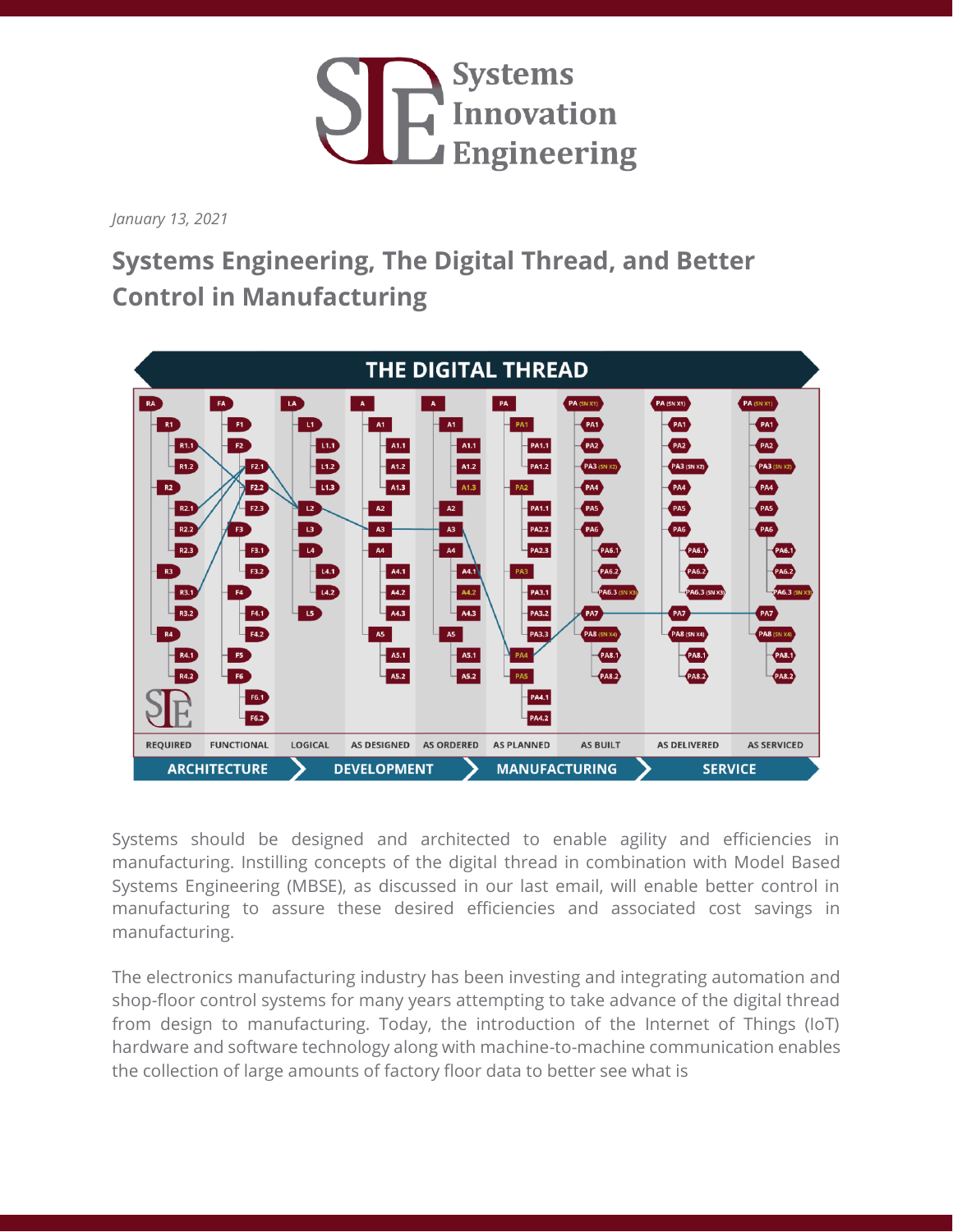Systems Innovation Engineering

*January 13, 2021*

# Systems Engineering, The Digital Thread, and Better Control in Manufacturing

Systems should be designed and architected to enable agility and efficiencies in manufacturing. Instilling concepts of the digital thread in combination with Model Based Systems Engineering (MBSE), as discussed in our last email, will enable better control in manufacturing to assure these desired efficiencies and associated cost savings in manufacturing.

The electronics manufacturing industry has been investing and integrating automation and shop-floor control systems for many years attempting to take advance of the digital thread from design to manufacturing. Today, the introduction of the Internet of Things (IoT) hardware and software technology along with machine-to-machine communication enables the collection of large amounts of factory floor data to better see what is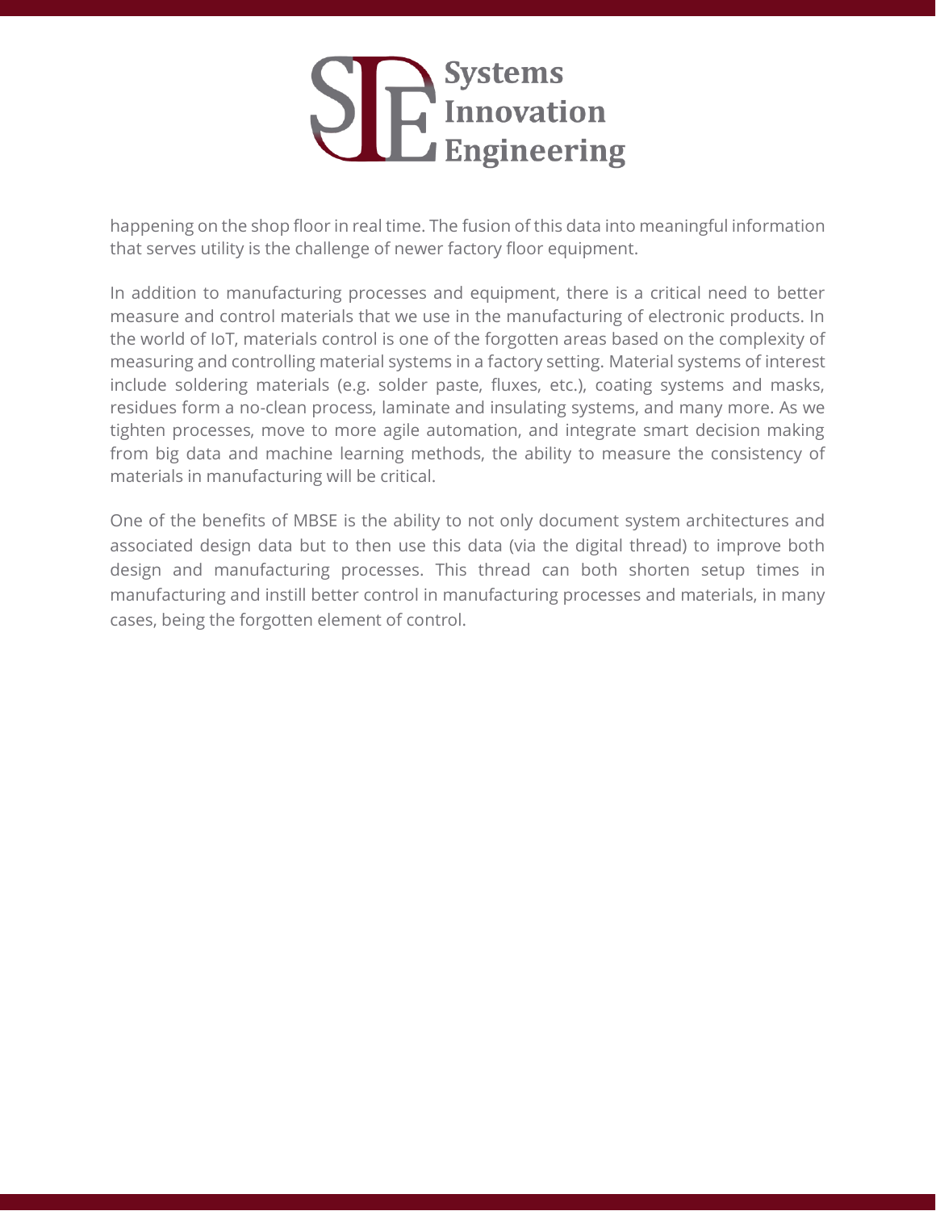happening on the shop floor in real time. The fusion of this data into meaningful information that serves utility is the challenge of newer factory floor equipment.

In addition to manufacturing processes and equipment, there is a critical need to better measure and control materials that we use in the manufacturing of electronic products. In the world of IoT, materials control is one of the forgotten areas based on the complexity of measuring and controlling material systems in a factory setting. Material systems of interest include soldering materials (e.g. solder paste, fluxes, etc.), coating systems and masks, residues form a no-clean process, laminate and insulating systems, and many more. As we tighten processes, move to more agile automation, and integrate smart decision making from big data and machine learning methods, the ability to measure the consistency of materials in manufacturing will be critical.

One of the benefits of MBSE is the ability to not only document system architectures and associated design data but to then use this data (via the digital thread) to improve both design and manufacturing processes. This thread can both shorten setup times in manufacturing and instill better control in manufacturing processes and materials, in many cases, being the forgotten element of control.